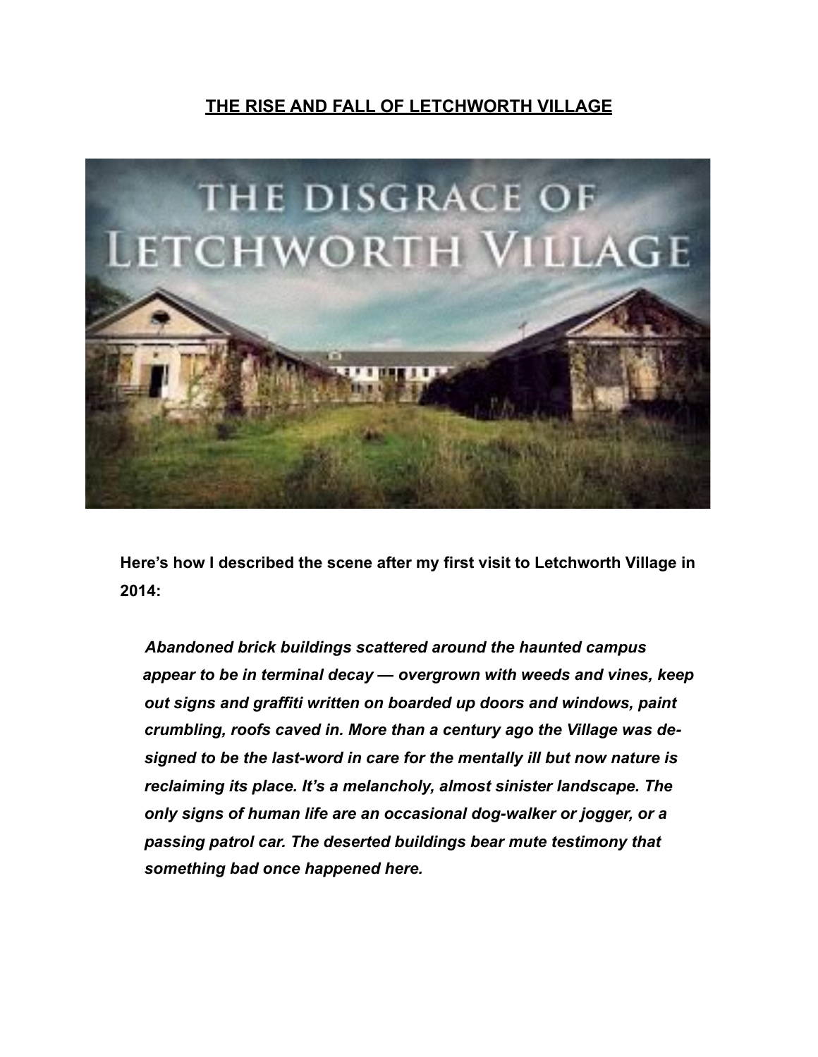# THE RISE AND FALL OF LETCHWORTH VILLAGE

**Here's how I described the scene after my first visit to Letchworth Village in 2014:**

> ***Abandoned brick buildings scattered around the haunted campus appear to be in terminal decay — overgrown with weeds and vines, keep out signs and graffiti written on boarded up doors and windows, paint crumbling, roofs caved in. More than a century ago the Village was designed to be the last-word in care for the mentally ill but now nature is reclaiming its place. It's a melancholy, almost sinister landscape. The only signs of human life are an occasional dog-walker or jogger, or a passing patrol car. The deserted buildings bear mute testimony that something bad once happened here.***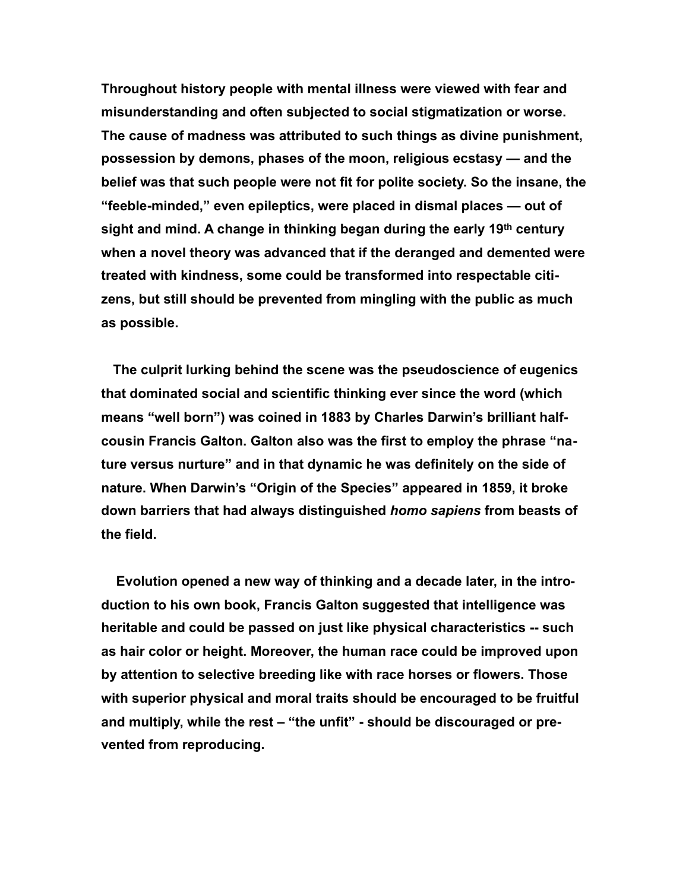**Throughout history people with mental illness were viewed with fear and misunderstanding and often subjected to social stigmatization or worse. The cause of madness was attributed to such things as divine punishment, possession by demons, phases of the moon, religious ecstasy — and the belief was that such people were not fit for polite society. So the insane, the "feeble-minded," even epileptics, were placed in dismal places — out of sight and mind. A change in thinking began during the early 19th century when a novel theory was advanced that if the deranged and demented were treated with kindness, some could be transformed into respectable citizens, but still should be prevented from mingling with the public as much as possible.**

**The culprit lurking behind the scene was the pseudoscience of eugenics that dominated social and scientific thinking ever since the word (which means "well born") was coined in 1883 by Charles Darwin's brilliant half-cousin Francis Galton. Galton also was the first to employ the phrase "nature versus nurture" and in that dynamic he was definitely on the side of nature. When Darwin's "Origin of the Species" appeared in 1859, it broke down barriers that had always distinguished *homo sapiens* from beasts of the field.**

**Evolution opened a new way of thinking and a decade later, in the introduction to his own book, Francis Galton suggested that intelligence was heritable and could be passed on just like physical characteristics -- such as hair color or height. Moreover, the human race could be improved upon by attention to selective breeding like with race horses or flowers. Those with superior physical and moral traits should be encouraged to be fruitful and multiply, while the rest – "the unfit" - should be discouraged or prevented from reproducing.**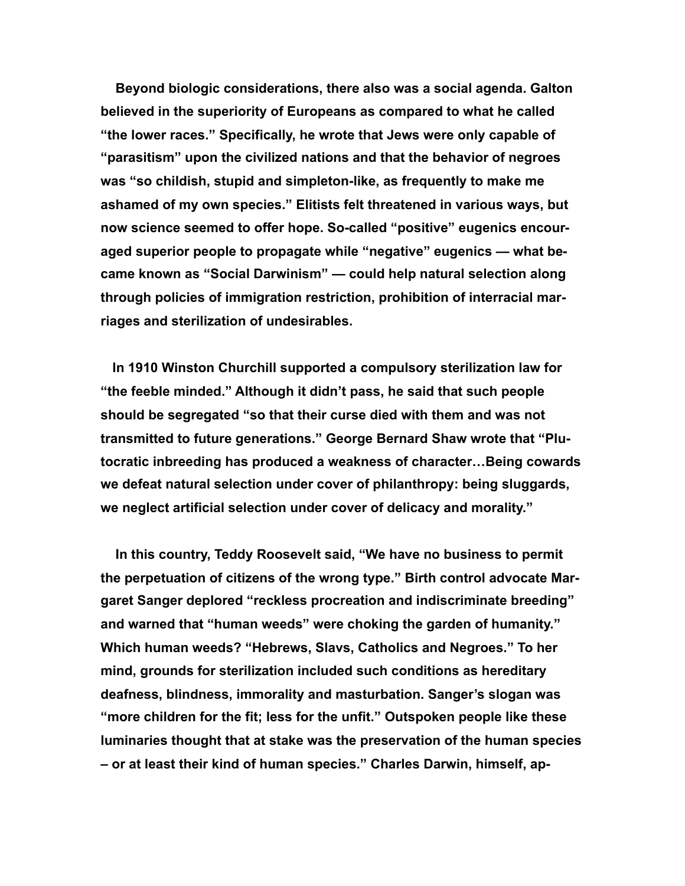Beyond biologic considerations, there also was a social agenda. Galton believed in the superiority of Europeans as compared to what he called "the lower races." Specifically, he wrote that Jews were only capable of "parasitism" upon the civilized nations and that the behavior of negroes was "so childish, stupid and simpleton-like, as frequently to make me ashamed of my own species." Elitists felt threatened in various ways, but now science seemed to offer hope. So-called "positive" eugenics encouraged superior people to propagate while "negative" eugenics — what became known as "Social Darwinism" — could help natural selection along through policies of immigration restriction, prohibition of interracial marriages and sterilization of undesirables.

In 1910 Winston Churchill supported a compulsory sterilization law for "the feeble minded." Although it didn't pass, he said that such people should be segregated "so that their curse died with them and was not transmitted to future generations." George Bernard Shaw wrote that "Plutocratic inbreeding has produced a weakness of character…Being cowards we defeat natural selection under cover of philanthropy: being sluggards, we neglect artificial selection under cover of delicacy and morality."

In this country, Teddy Roosevelt said, "We have no business to permit the perpetuation of citizens of the wrong type." Birth control advocate Margaret Sanger deplored "reckless procreation and indiscriminate breeding" and warned that "human weeds" were choking the garden of humanity." Which human weeds? "Hebrews, Slavs, Catholics and Negroes." To her mind, grounds for sterilization included such conditions as hereditary deafness, blindness, immorality and masturbation. Sanger's slogan was "more children for the fit; less for the unfit." Outspoken people like these luminaries thought that at stake was the preservation of the human species – or at least their kind of human species." Charles Darwin, himself, ap-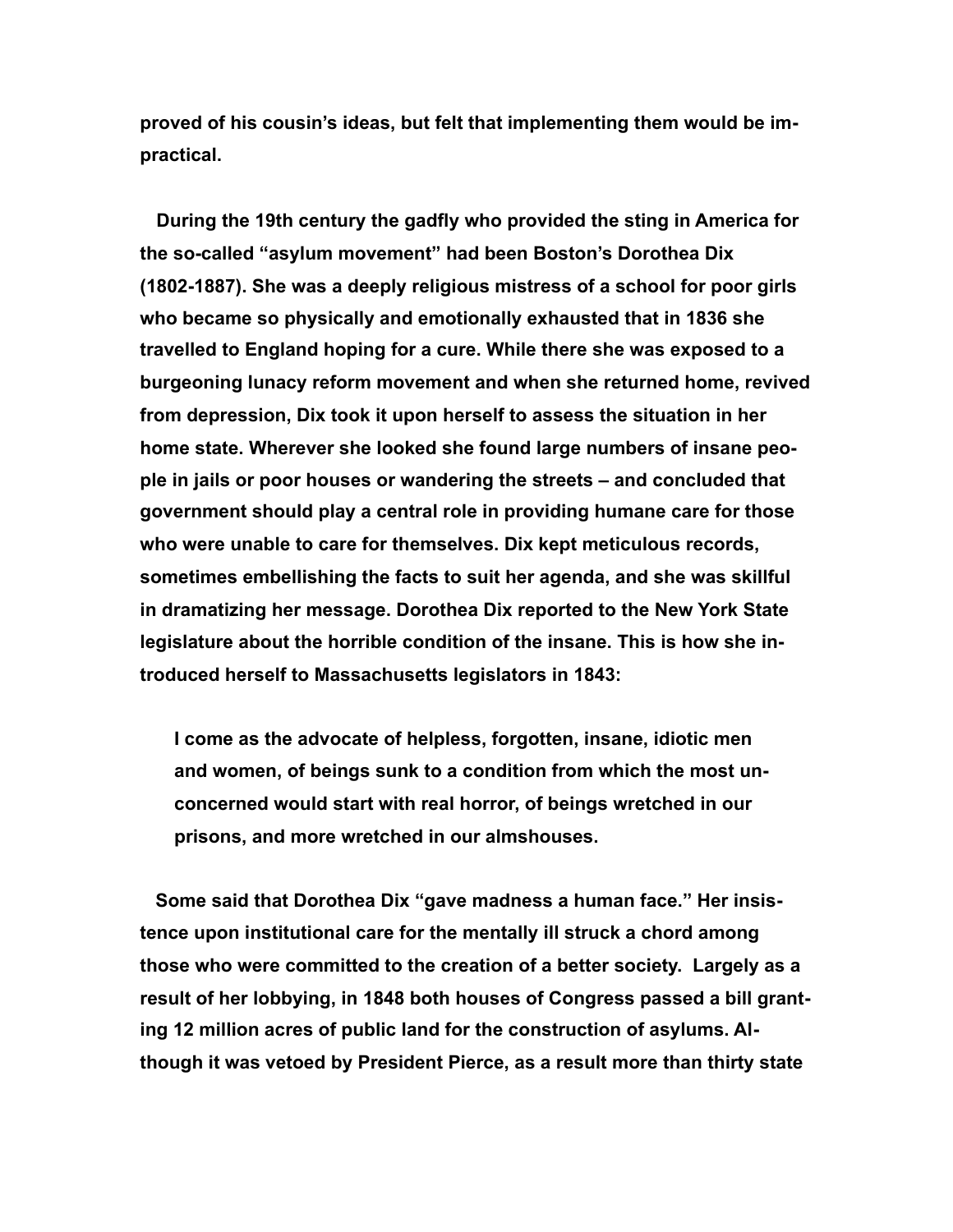proved of his cousin's ideas, but felt that implementing them would be impractical.

During the 19th century the gadfly who provided the sting in America for the so-called "asylum movement" had been Boston's Dorothea Dix (1802-1887). She was a deeply religious mistress of a school for poor girls who became so physically and emotionally exhausted that in 1836 she travelled to England hoping for a cure. While there she was exposed to a burgeoning lunacy reform movement and when she returned home, revived from depression, Dix took it upon herself to assess the situation in her home state. Wherever she looked she found large numbers of insane people in jails or poor houses or wandering the streets – and concluded that government should play a central role in providing humane care for those who were unable to care for themselves. Dix kept meticulous records, sometimes embellishing the facts to suit her agenda, and she was skillful in dramatizing her message. Dorothea Dix reported to the New York State legislature about the horrible condition of the insane. This is how she introduced herself to Massachusetts legislators in 1843:

> I come as the advocate of helpless, forgotten, insane, idiotic men and women, of beings sunk to a condition from which the most unconcerned would start with real horror, of beings wretched in our prisons, and more wretched in our almshouses.

Some said that Dorothea Dix "gave madness a human face." Her insistence upon institutional care for the mentally ill struck a chord among those who were committed to the creation of a better society. Largely as a result of her lobbying, in 1848 both houses of Congress passed a bill granting 12 million acres of public land for the construction of asylums. Although it was vetoed by President Pierce, as a result more than thirty state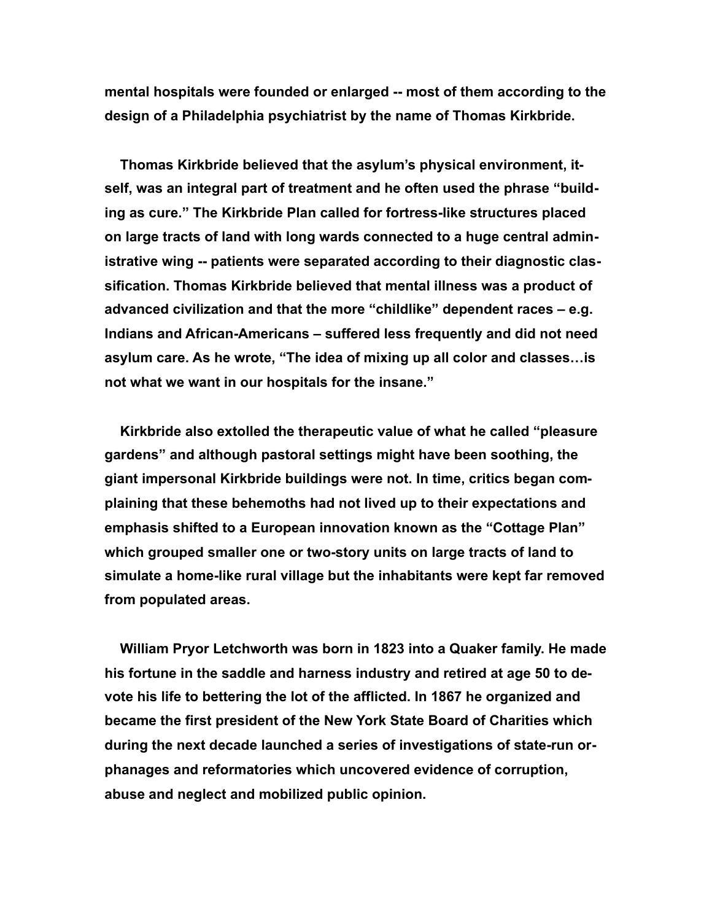mental hospitals were founded or enlarged -- most of them according to the design of a Philadelphia psychiatrist by the name of Thomas Kirkbride.

Thomas Kirkbride believed that the asylum's physical environment, itself, was an integral part of treatment and he often used the phrase "building as cure." The Kirkbride Plan called for fortress-like structures placed on large tracts of land with long wards connected to a huge central administrative wing -- patients were separated according to their diagnostic classification. Thomas Kirkbride believed that mental illness was a product of advanced civilization and that the more "childlike" dependent races – e.g. Indians and African-Americans – suffered less frequently and did not need asylum care. As he wrote, "The idea of mixing up all color and classes…is not what we want in our hospitals for the insane."

Kirkbride also extolled the therapeutic value of what he called "pleasure gardens" and although pastoral settings might have been soothing, the giant impersonal Kirkbride buildings were not. In time, critics began complaining that these behemoths had not lived up to their expectations and emphasis shifted to a European innovation known as the "Cottage Plan" which grouped smaller one or two-story units on large tracts of land to simulate a home-like rural village but the inhabitants were kept far removed from populated areas.

William Pryor Letchworth was born in 1823 into a Quaker family. He made his fortune in the saddle and harness industry and retired at age 50 to devote his life to bettering the lot of the afflicted. In 1867 he organized and became the first president of the New York State Board of Charities which during the next decade launched a series of investigations of state-run orphanages and reformatories which uncovered evidence of corruption, abuse and neglect and mobilized public opinion.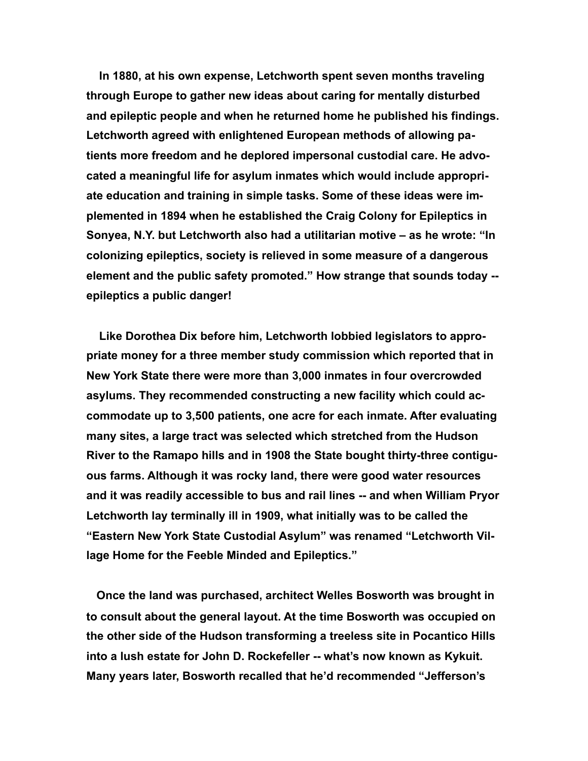In 1880, at his own expense, Letchworth spent seven months traveling through Europe to gather new ideas about caring for mentally disturbed and epileptic people and when he returned home he published his findings. Letchworth agreed with enlightened European methods of allowing patients more freedom and he deplored impersonal custodial care. He advocated a meaningful life for asylum inmates which would include appropriate education and training in simple tasks. Some of these ideas were implemented in 1894 when he established the Craig Colony for Epileptics in Sonyea, N.Y. but Letchworth also had a utilitarian motive – as he wrote: "In colonizing epileptics, society is relieved in some measure of a dangerous element and the public safety promoted." How strange that sounds today -- epileptics a public danger!

Like Dorothea Dix before him, Letchworth lobbied legislators to appropriate money for a three member study commission which reported that in New York State there were more than 3,000 inmates in four overcrowded asylums. They recommended constructing a new facility which could accommodate up to 3,500 patients, one acre for each inmate. After evaluating many sites, a large tract was selected which stretched from the Hudson River to the Ramapo hills and in 1908 the State bought thirty-three contiguous farms. Although it was rocky land, there were good water resources and it was readily accessible to bus and rail lines -- and when William Pryor Letchworth lay terminally ill in 1909, what initially was to be called the "Eastern New York State Custodial Asylum" was renamed "Letchworth Village Home for the Feeble Minded and Epileptics."

Once the land was purchased, architect Welles Bosworth was brought in to consult about the general layout. At the time Bosworth was occupied on the other side of the Hudson transforming a treeless site in Pocantico Hills into a lush estate for John D. Rockefeller -- what's now known as Kykuit. Many years later, Bosworth recalled that he'd recommended "Jefferson's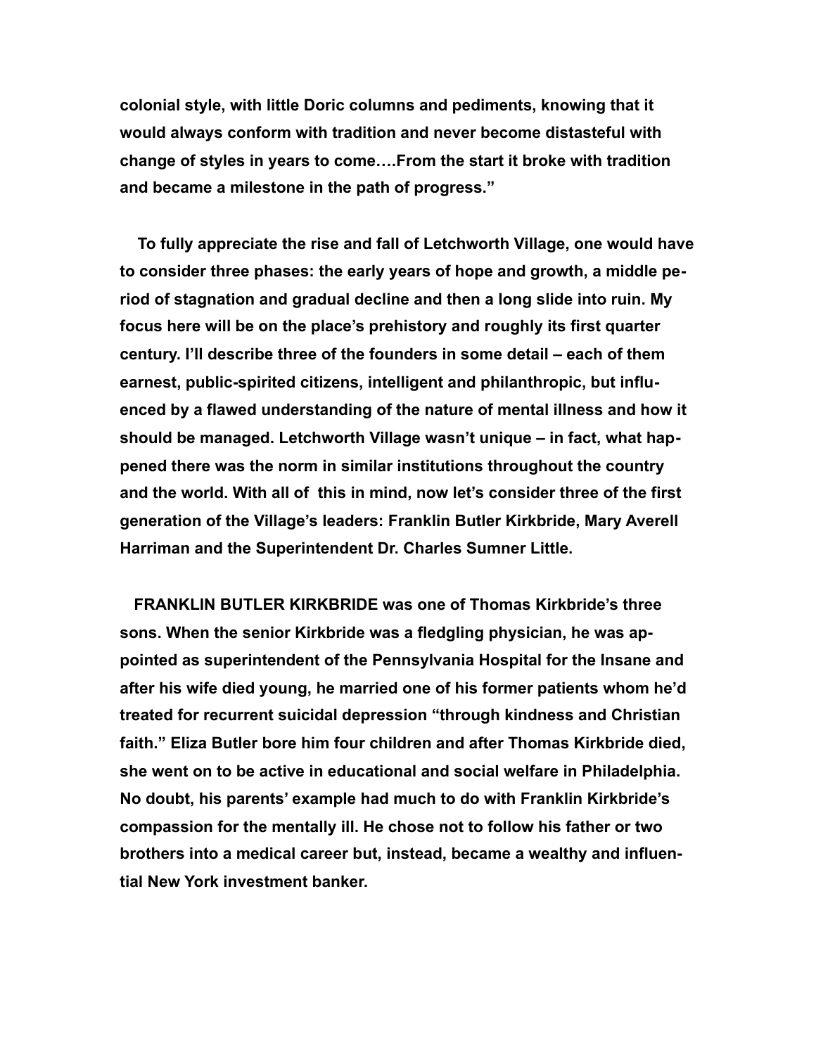**colonial style, with little Doric columns and pediments, knowing that it would always conform with tradition and never become distasteful with change of styles in years to come….From the start it broke with tradition and became a milestone in the path of progress."**

**To fully appreciate the rise and fall of Letchworth Village, one would have to consider three phases: the early years of hope and growth, a middle period of stagnation and gradual decline and then a long slide into ruin. My focus here will be on the place's prehistory and roughly its first quarter century. I'll describe three of the founders in some detail – each of them earnest, public-spirited citizens, intelligent and philanthropic, but influenced by a flawed understanding of the nature of mental illness and how it should be managed. Letchworth Village wasn't unique – in fact, what happened there was the norm in similar institutions throughout the country and the world. With all of this in mind, now let's consider three of the first generation of the Village's leaders: Franklin Butler Kirkbride, Mary Averell Harriman and the Superintendent Dr. Charles Sumner Little.**

**FRANKLIN BUTLER KIRKBRIDE was one of Thomas Kirkbride's three sons. When the senior Kirkbride was a fledgling physician, he was appointed as superintendent of the Pennsylvania Hospital for the Insane and after his wife died young, he married one of his former patients whom he'd treated for recurrent suicidal depression "through kindness and Christian faith." Eliza Butler bore him four children and after Thomas Kirkbride died, she went on to be active in educational and social welfare in Philadelphia. No doubt, his parents' example had much to do with Franklin Kirkbride's compassion for the mentally ill. He chose not to follow his father or two brothers into a medical career but, instead, became a wealthy and influential New York investment banker.**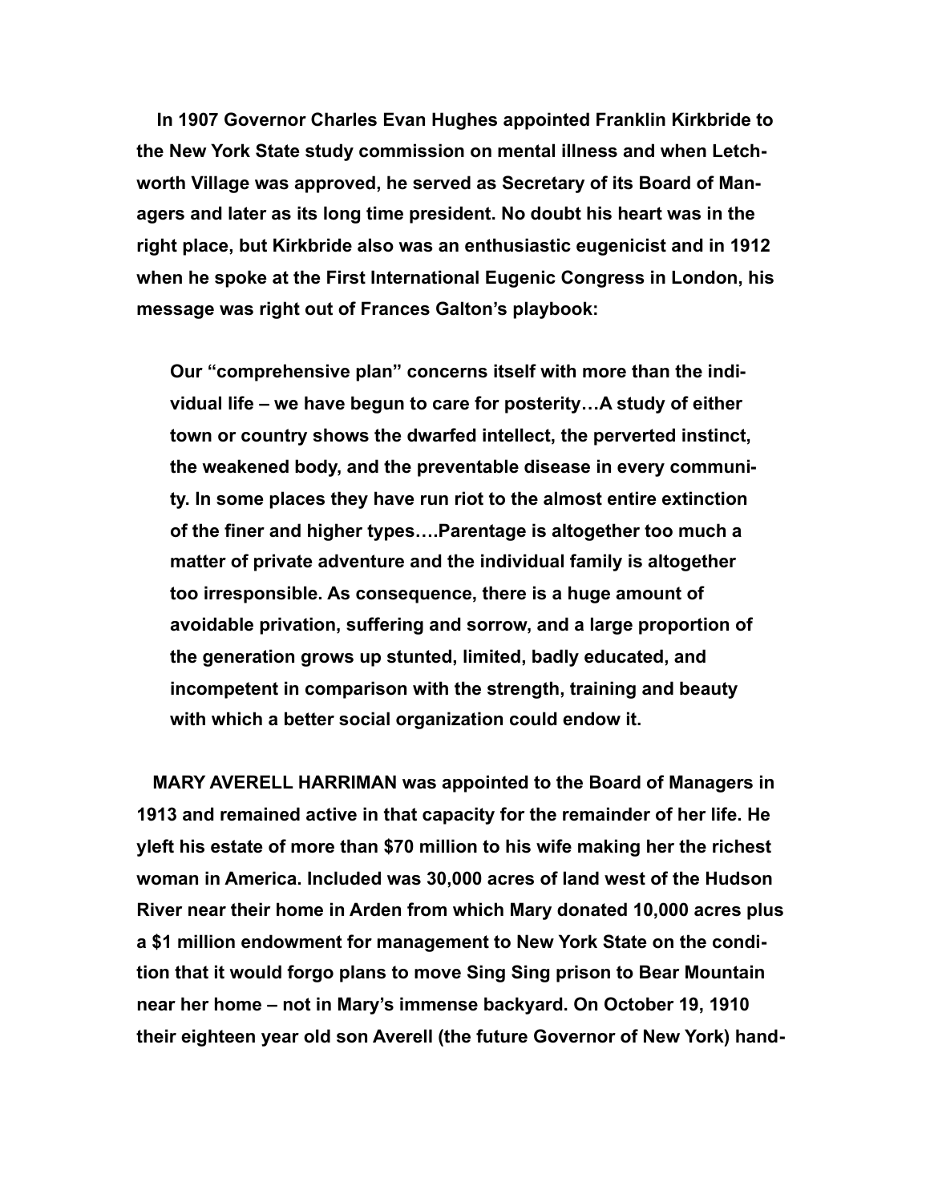**In 1907 Governor Charles Evan Hughes appointed Franklin Kirkbride to the New York State study commission on mental illness and when Letchworth Village was approved, he served as Secretary of its Board of Managers and later as its long time president. No doubt his heart was in the right place, but Kirkbride also was an enthusiastic eugenicist and in 1912 when he spoke at the First International Eugenic Congress in London, his message was right out of Frances Galton's playbook:**

> **Our "comprehensive plan" concerns itself with more than the individual life – we have begun to care for posterity…A study of either town or country shows the dwarfed intellect, the perverted instinct, the weakened body, and the preventable disease in every community. In some places they have run riot to the almost entire extinction of the finer and higher types….Parentage is altogether too much a matter of private adventure and the individual family is altogether too irresponsible. As consequence, there is a huge amount of avoidable privation, suffering and sorrow, and a large proportion of the generation grows up stunted, limited, badly educated, and incompetent in comparison with the strength, training and beauty with which a better social organization could endow it.**

**MARY AVERELL HARRIMAN was appointed to the Board of Managers in 1913 and remained active in that capacity for the remainder of her life. He yleft his estate of more than $70 million to his wife making her the richest woman in America. Included was 30,000 acres of land west of the Hudson River near their home in Arden from which Mary donated 10,000 acres plus a $1 million endowment for management to New York State on the condition that it would forgo plans to move Sing Sing prison to Bear Mountain near her home – not in Mary's immense backyard. On October 19, 1910 their eighteen year old son Averell (the future Governor of New York) hand-**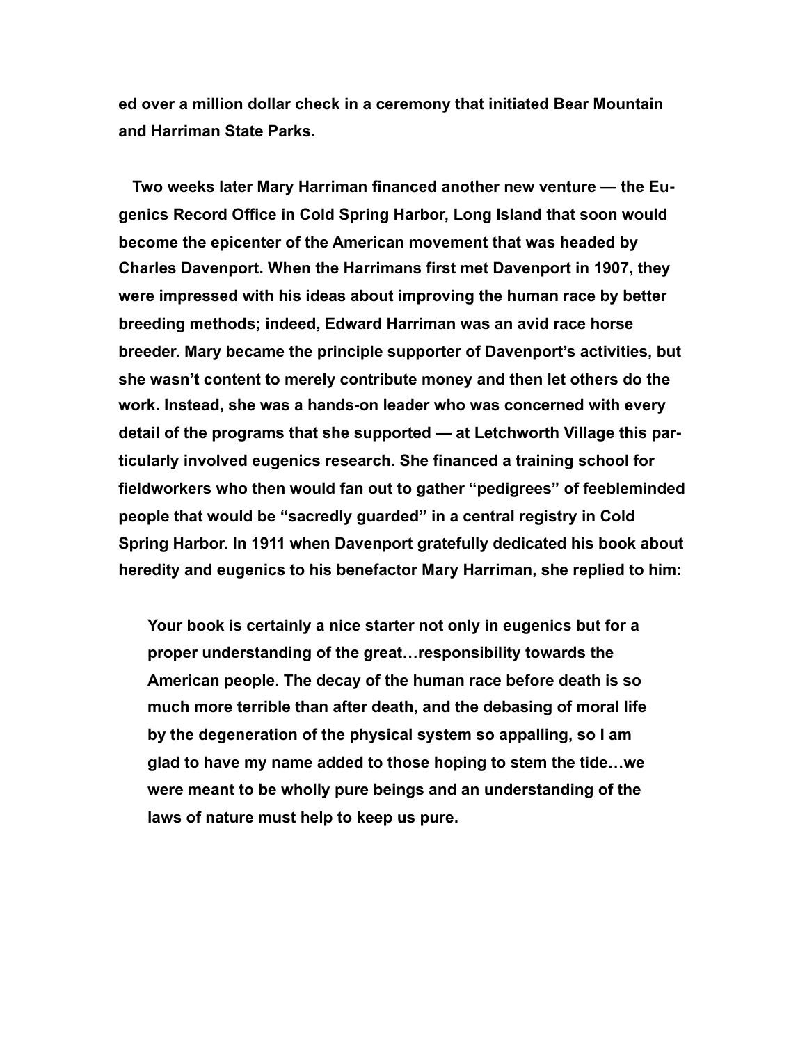ed over a million dollar check in a ceremony that initiated Bear Mountain and Harriman State Parks.

Two weeks later Mary Harriman financed another new venture — the Eugenics Record Office in Cold Spring Harbor, Long Island that soon would become the epicenter of the American movement that was headed by Charles Davenport. When the Harrimans first met Davenport in 1907, they were impressed with his ideas about improving the human race by better breeding methods; indeed, Edward Harriman was an avid race horse breeder. Mary became the principle supporter of Davenport's activities, but she wasn't content to merely contribute money and then let others do the work. Instead, she was a hands-on leader who was concerned with every detail of the programs that she supported — at Letchworth Village this particularly involved eugenics research. She financed a training school for fieldworkers who then would fan out to gather "pedigrees" of feebleminded people that would be "sacredly guarded" in a central registry in Cold Spring Harbor. In 1911 when Davenport gratefully dedicated his book about heredity and eugenics to his benefactor Mary Harriman, she replied to him:

> Your book is certainly a nice starter not only in eugenics but for a proper understanding of the great…responsibility towards the American people. The decay of the human race before death is so much more terrible than after death, and the debasing of moral life by the degeneration of the physical system so appalling, so I am glad to have my name added to those hoping to stem the tide…we were meant to be wholly pure beings and an understanding of the laws of nature must help to keep us pure.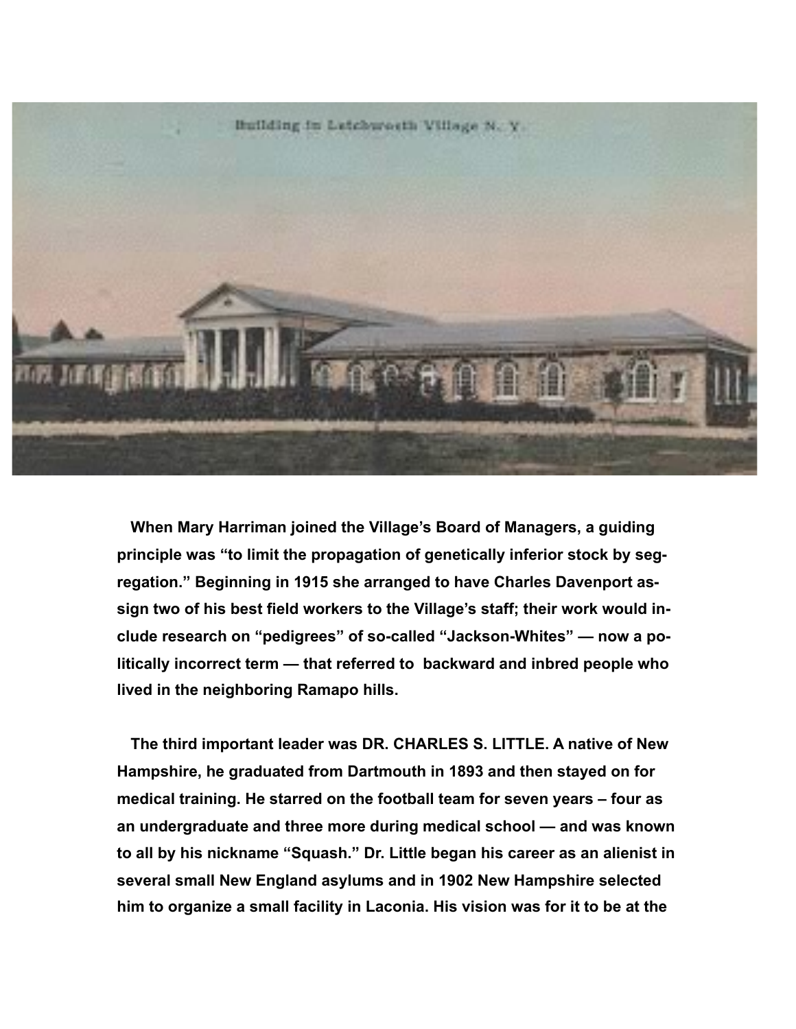When Mary Harriman joined the Village's Board of Managers, a guiding principle was "to limit the propagation of genetically inferior stock by segregation." Beginning in 1915 she arranged to have Charles Davenport assign two of his best field workers to the Village's staff; their work would include research on "pedigrees" of so-called "Jackson-Whites" — now a politically incorrect term — that referred to backward and inbred people who lived in the neighboring Ramapo hills.

The third important leader was DR. CHARLES S. LITTLE. A native of New Hampshire, he graduated from Dartmouth in 1893 and then stayed on for medical training. He starred on the football team for seven years – four as an undergraduate and three more during medical school — and was known to all by his nickname "Squash." Dr. Little began his career as an alienist in several small New England asylums and in 1902 New Hampshire selected him to organize a small facility in Laconia. His vision was for it to be at the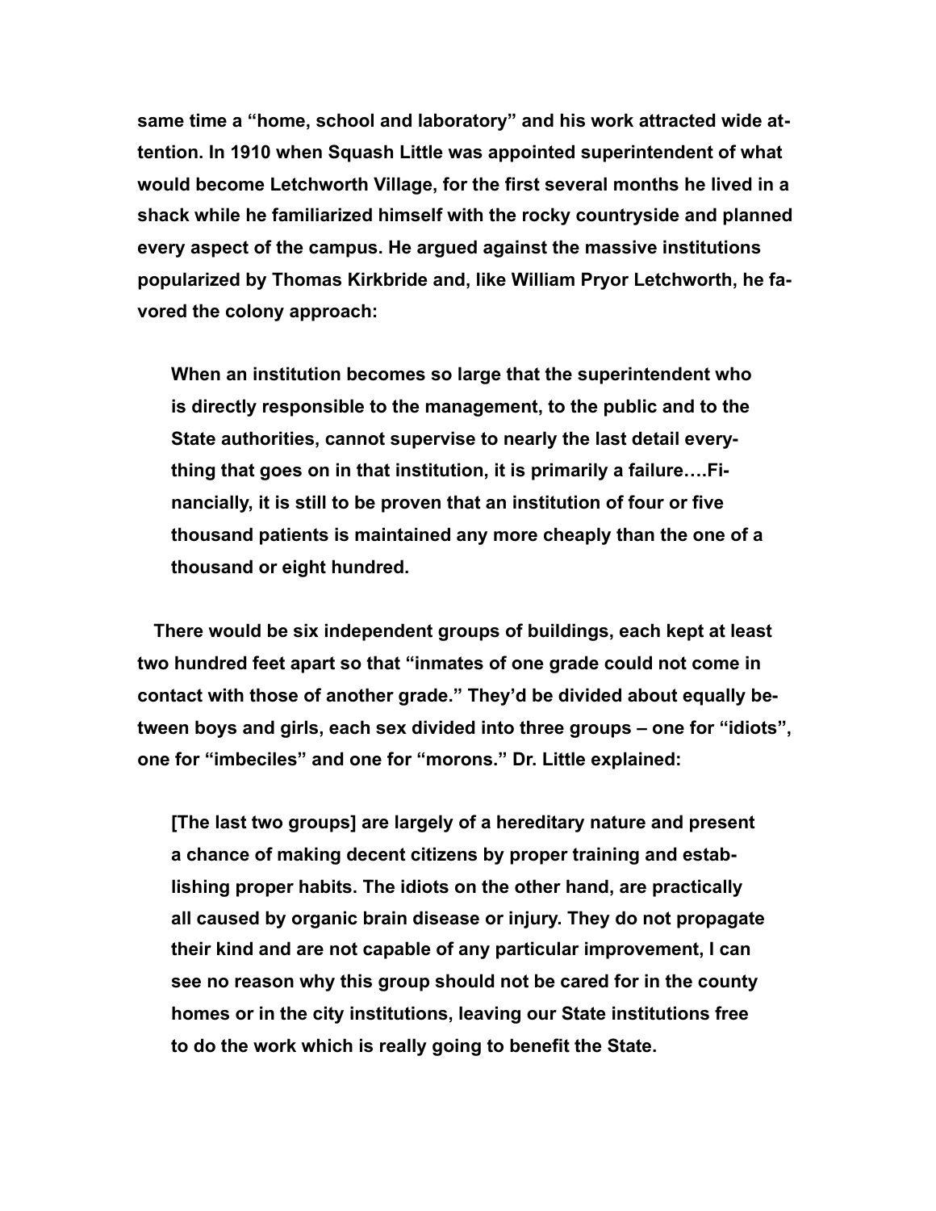same time a "home, school and laboratory" and his work attracted wide attention. In 1910 when Squash Little was appointed superintendent of what would become Letchworth Village, for the first several months he lived in a shack while he familiarized himself with the rocky countryside and planned every aspect of the campus. He argued against the massive institutions popularized by Thomas Kirkbride and, like William Pryor Letchworth, he favored the colony approach:

> When an institution becomes so large that the superintendent who is directly responsible to the management, to the public and to the State authorities, cannot supervise to nearly the last detail everything that goes on in that institution, it is primarily a failure….Financially, it is still to be proven that an institution of four or five thousand patients is maintained any more cheaply than the one of a thousand or eight hundred.

There would be six independent groups of buildings, each kept at least two hundred feet apart so that "inmates of one grade could not come in contact with those of another grade." They'd be divided about equally between boys and girls, each sex divided into three groups – one for "idiots", one for "imbeciles" and one for "morons." Dr. Little explained:

> [The last two groups] are largely of a hereditary nature and present a chance of making decent citizens by proper training and establishing proper habits. The idiots on the other hand, are practically all caused by organic brain disease or injury. They do not propagate their kind and are not capable of any particular improvement, I can see no reason why this group should not be cared for in the county homes or in the city institutions, leaving our State institutions free to do the work which is really going to benefit the State.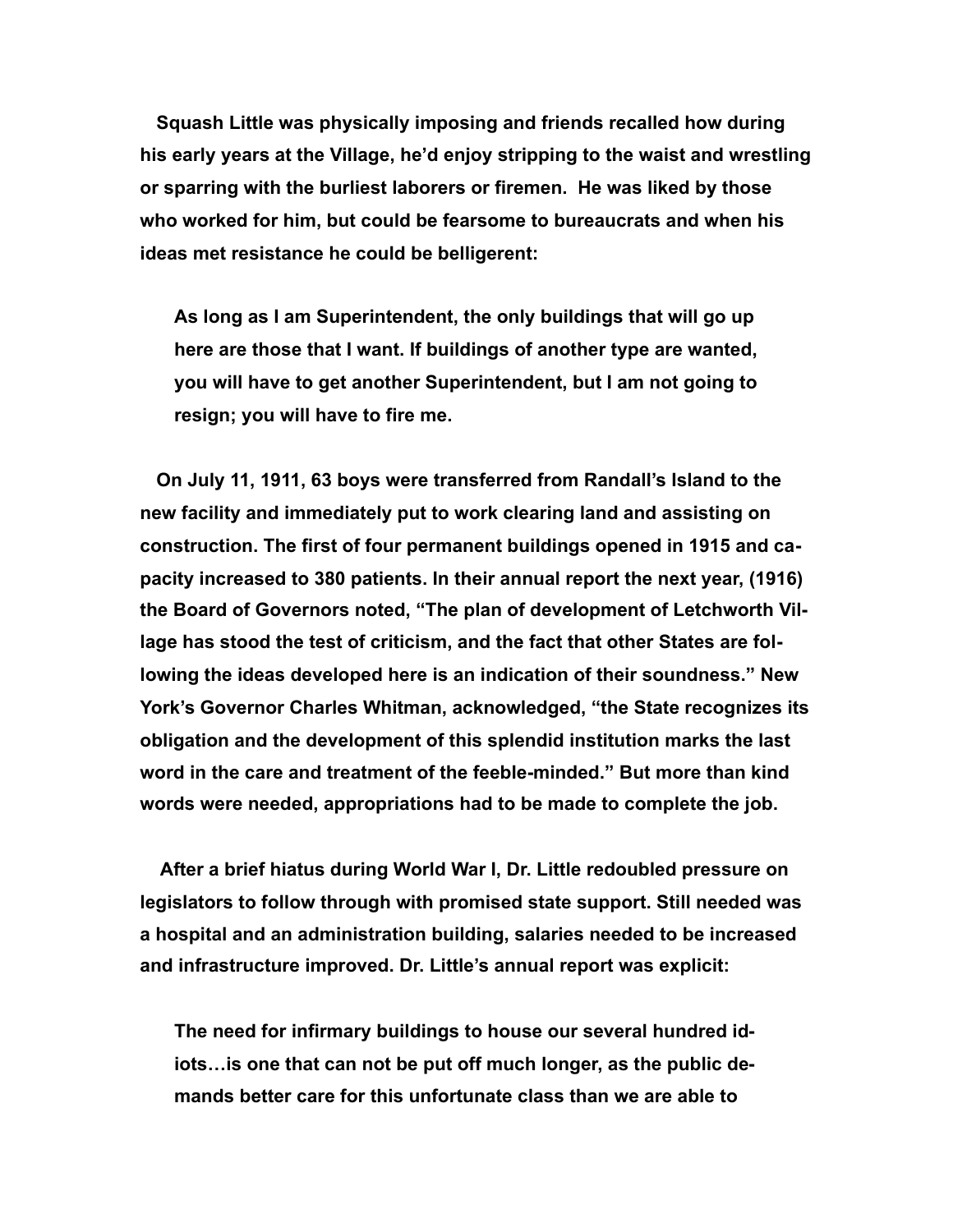**Squash Little was physically imposing and friends recalled how during his early years at the Village, he'd enjoy stripping to the waist and wrestling or sparring with the burliest laborers or firemen. He was liked by those who worked for him, but could be fearsome to bureaucrats and when his ideas met resistance he could be belligerent:**

> **As long as I am Superintendent, the only buildings that will go up here are those that I want. If buildings of another type are wanted, you will have to get another Superintendent, but I am not going to resign; you will have to fire me.**

**On July 11, 1911, 63 boys were transferred from Randall's Island to the new facility and immediately put to work clearing land and assisting on construction. The first of four permanent buildings opened in 1915 and capacity increased to 380 patients. In their annual report the next year, (1916) the Board of Governors noted, "The plan of development of Letchworth Village has stood the test of criticism, and the fact that other States are following the ideas developed here is an indication of their soundness." New York's Governor Charles Whitman, acknowledged, "the State recognizes its obligation and the development of this splendid institution marks the last word in the care and treatment of the feeble-minded." But more than kind words were needed, appropriations had to be made to complete the job.**

**After a brief hiatus during World War I, Dr. Little redoubled pressure on legislators to follow through with promised state support. Still needed was a hospital and an administration building, salaries needed to be increased and infrastructure improved. Dr. Little's annual report was explicit:**

> **The need for infirmary buildings to house our several hundred idiots…is one that can not be put off much longer, as the public demands better care for this unfortunate class than we are able to**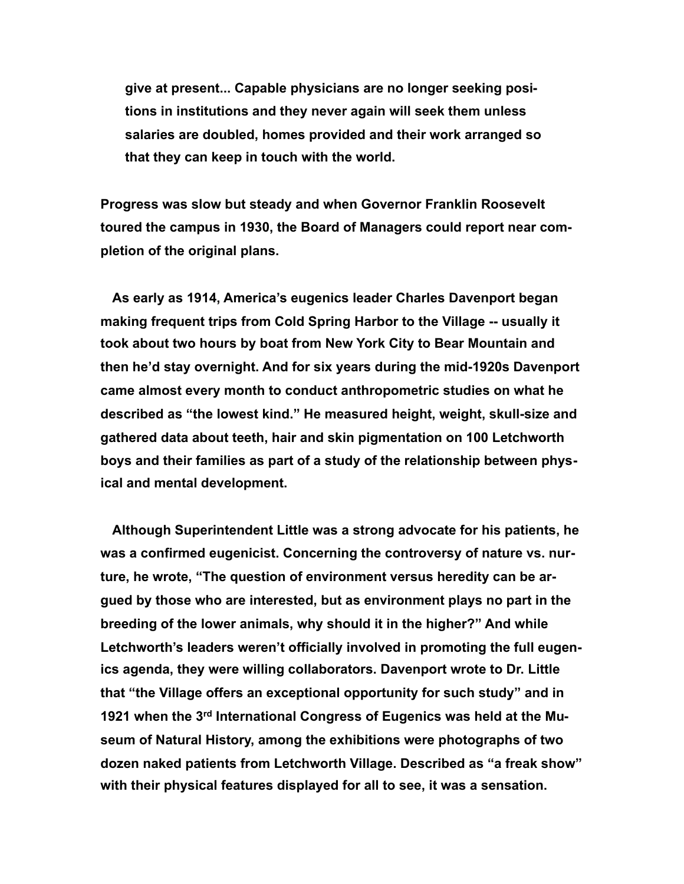> give at present... Capable physicians are no longer seeking positions in institutions and they never again will seek them unless salaries are doubled, homes provided and their work arranged so that they can keep in touch with the world.

Progress was slow but steady and when Governor Franklin Roosevelt toured the campus in 1930, the Board of Managers could report near completion of the original plans.

As early as 1914, America's eugenics leader Charles Davenport began making frequent trips from Cold Spring Harbor to the Village -- usually it took about two hours by boat from New York City to Bear Mountain and then he'd stay overnight. And for six years during the mid-1920s Davenport came almost every month to conduct anthropometric studies on what he described as "the lowest kind." He measured height, weight, skull-size and gathered data about teeth, hair and skin pigmentation on 100 Letchworth boys and their families as part of a study of the relationship between physical and mental development.

Although Superintendent Little was a strong advocate for his patients, he was a confirmed eugenicist. Concerning the controversy of nature vs. nurture, he wrote, "The question of environment versus heredity can be argued by those who are interested, but as environment plays no part in the breeding of the lower animals, why should it in the higher?" And while Letchworth's leaders weren't officially involved in promoting the full eugenics agenda, they were willing collaborators. Davenport wrote to Dr. Little that "the Village offers an exceptional opportunity for such study" and in 1921 when the 3rd International Congress of Eugenics was held at the Museum of Natural History, among the exhibitions were photographs of two dozen naked patients from Letchworth Village. Described as "a freak show" with their physical features displayed for all to see, it was a sensation.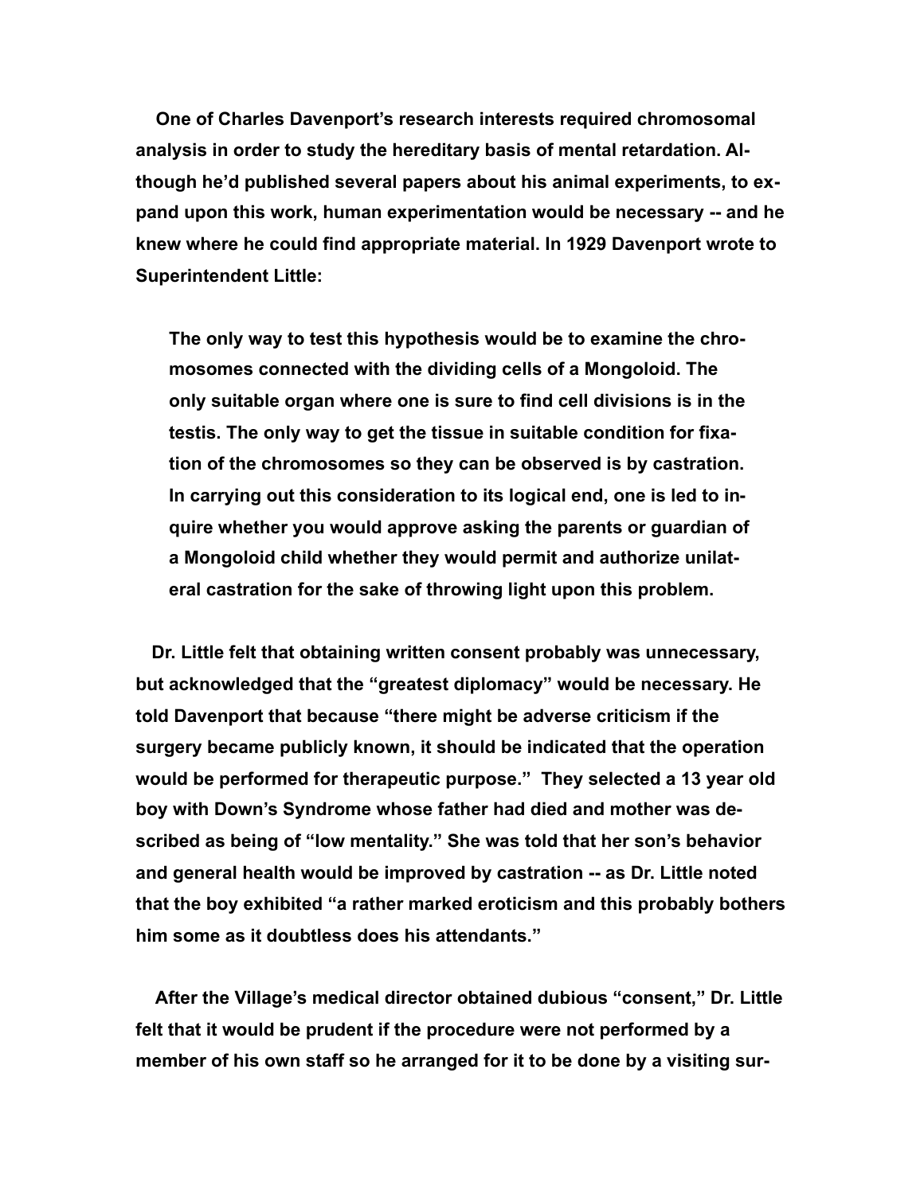**One of Charles Davenport's research interests required chromosomal analysis in order to study the hereditary basis of mental retardation. Although he'd published several papers about his animal experiments, to expand upon this work, human experimentation would be necessary -- and he knew where he could find appropriate material. In 1929 Davenport wrote to Superintendent Little:**

> **The only way to test this hypothesis would be to examine the chromosomes connected with the dividing cells of a Mongoloid. The only suitable organ where one is sure to find cell divisions is in the testis. The only way to get the tissue in suitable condition for fixation of the chromosomes so they can be observed is by castration. In carrying out this consideration to its logical end, one is led to inquire whether you would approve asking the parents or guardian of a Mongoloid child whether they would permit and authorize unilateral castration for the sake of throwing light upon this problem.**

**Dr. Little felt that obtaining written consent probably was unnecessary, but acknowledged that the "greatest diplomacy" would be necessary. He told Davenport that because "there might be adverse criticism if the surgery became publicly known, it should be indicated that the operation would be performed for therapeutic purpose." They selected a 13 year old boy with Down's Syndrome whose father had died and mother was described as being of "low mentality." She was told that her son's behavior and general health would be improved by castration -- as Dr. Little noted that the boy exhibited "a rather marked eroticism and this probably bothers him some as it doubtless does his attendants."**

**After the Village's medical director obtained dubious "consent," Dr. Little felt that it would be prudent if the procedure were not performed by a member of his own staff so he arranged for it to be done by a visiting sur-**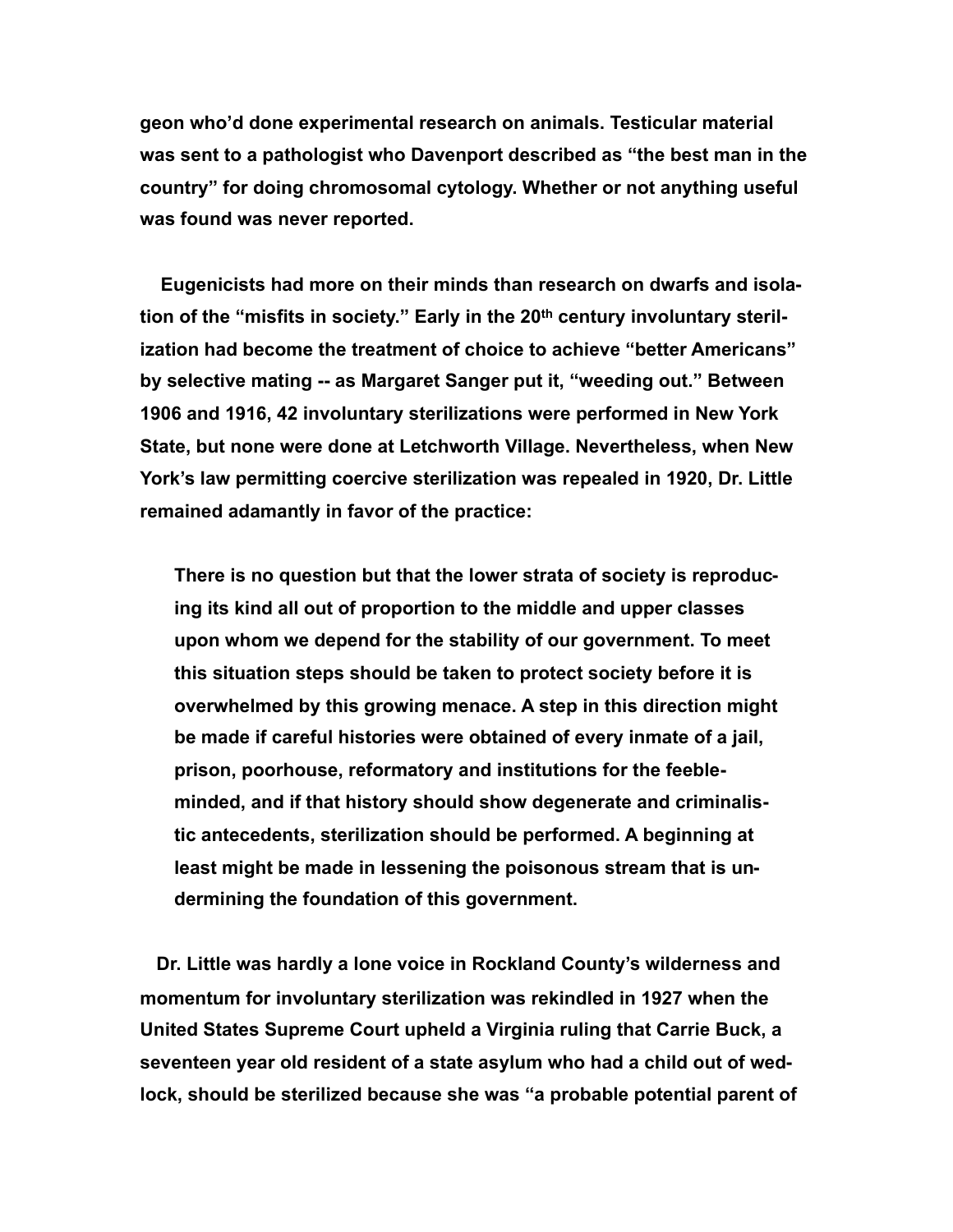geon who'd done experimental research on animals. Testicular material was sent to a pathologist who Davenport described as "the best man in the country" for doing chromosomal cytology. Whether or not anything useful was found was never reported.

Eugenicists had more on their minds than research on dwarfs and isolation of the "misfits in society." Early in the 20th century involuntary sterilization had become the treatment of choice to achieve "better Americans" by selective mating -- as Margaret Sanger put it, "weeding out." Between 1906 and 1916, 42 involuntary sterilizations were performed in New York State, but none were done at Letchworth Village. Nevertheless, when New York's law permitting coercive sterilization was repealed in 1920, Dr. Little remained adamantly in favor of the practice:

> There is no question but that the lower strata of society is reproducing its kind all out of proportion to the middle and upper classes upon whom we depend for the stability of our government. To meet this situation steps should be taken to protect society before it is overwhelmed by this growing menace. A step in this direction might be made if careful histories were obtained of every inmate of a jail, prison, poorhouse, reformatory and institutions for the feeble-minded, and if that history should show degenerate and criminalistic antecedents, sterilization should be performed. A beginning at least might be made in lessening the poisonous stream that is undermining the foundation of this government.

Dr. Little was hardly a lone voice in Rockland County's wilderness and momentum for involuntary sterilization was rekindled in 1927 when the United States Supreme Court upheld a Virginia ruling that Carrie Buck, a seventeen year old resident of a state asylum who had a child out of wedlock, should be sterilized because she was "a probable potential parent of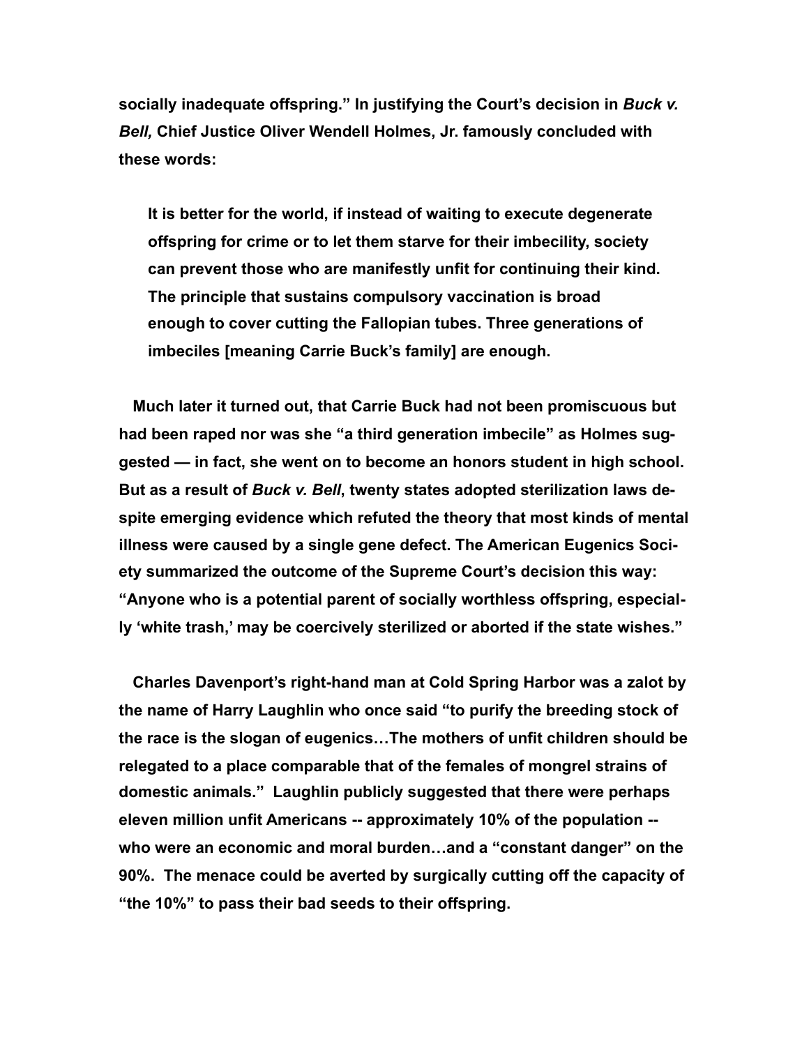**socially inadequate offspring." In justifying the Court's decision in *Buck v. Bell,* Chief Justice Oliver Wendell Holmes, Jr. famously concluded with these words:**

> **It is better for the world, if instead of waiting to execute degenerate offspring for crime or to let them starve for their imbecility, society can prevent those who are manifestly unfit for continuing their kind. The principle that sustains compulsory vaccination is broad enough to cover cutting the Fallopian tubes. Three generations of imbeciles [meaning Carrie Buck's family] are enough.**

**Much later it turned out, that Carrie Buck had not been promiscuous but had been raped nor was she "a third generation imbecile" as Holmes suggested — in fact, she went on to become an honors student in high school. But as a result of *Buck v. Bell*, twenty states adopted sterilization laws despite emerging evidence which refuted the theory that most kinds of mental illness were caused by a single gene defect. The American Eugenics Society summarized the outcome of the Supreme Court's decision this way: "Anyone who is a potential parent of socially worthless offspring, especially 'white trash,' may be coercively sterilized or aborted if the state wishes."**

**Charles Davenport's right-hand man at Cold Spring Harbor was a zalot by the name of Harry Laughlin who once said "to purify the breeding stock of the race is the slogan of eugenics…The mothers of unfit children should be relegated to a place comparable that of the females of mongrel strains of domestic animals." Laughlin publicly suggested that there were perhaps eleven million unfit Americans -- approximately 10% of the population -- who were an economic and moral burden…and a "constant danger" on the 90%. The menace could be averted by surgically cutting off the capacity of "the 10%" to pass their bad seeds to their offspring.**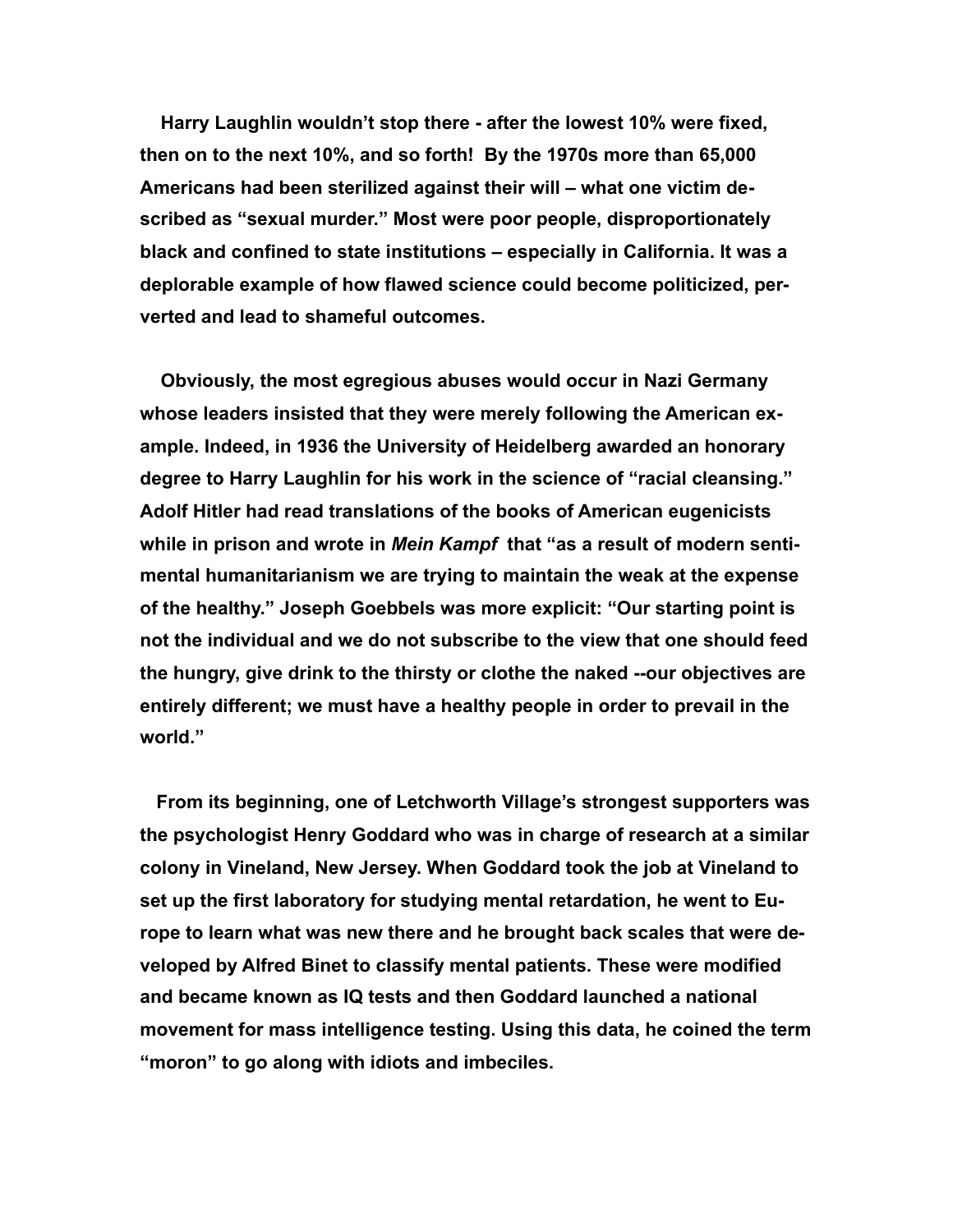Harry Laughlin wouldn't stop there - after the lowest 10% were fixed, then on to the next 10%, and so forth! By the 1970s more than 65,000 Americans had been sterilized against their will – what one victim described as "sexual murder." Most were poor people, disproportionately black and confined to state institutions – especially in California. It was a deplorable example of how flawed science could become politicized, perverted and lead to shameful outcomes.

Obviously, the most egregious abuses would occur in Nazi Germany whose leaders insisted that they were merely following the American example. Indeed, in 1936 the University of Heidelberg awarded an honorary degree to Harry Laughlin for his work in the science of "racial cleansing." Adolf Hitler had read translations of the books of American eugenicists while in prison and wrote in *Mein Kampf* that "as a result of modern sentimental humanitarianism we are trying to maintain the weak at the expense of the healthy." Joseph Goebbels was more explicit: "Our starting point is not the individual and we do not subscribe to the view that one should feed the hungry, give drink to the thirsty or clothe the naked --our objectives are entirely different; we must have a healthy people in order to prevail in the world."

From its beginning, one of Letchworth Village's strongest supporters was the psychologist Henry Goddard who was in charge of research at a similar colony in Vineland, New Jersey. When Goddard took the job at Vineland to set up the first laboratory for studying mental retardation, he went to Europe to learn what was new there and he brought back scales that were developed by Alfred Binet to classify mental patients. These were modified and became known as IQ tests and then Goddard launched a national movement for mass intelligence testing. Using this data, he coined the term "moron" to go along with idiots and imbeciles.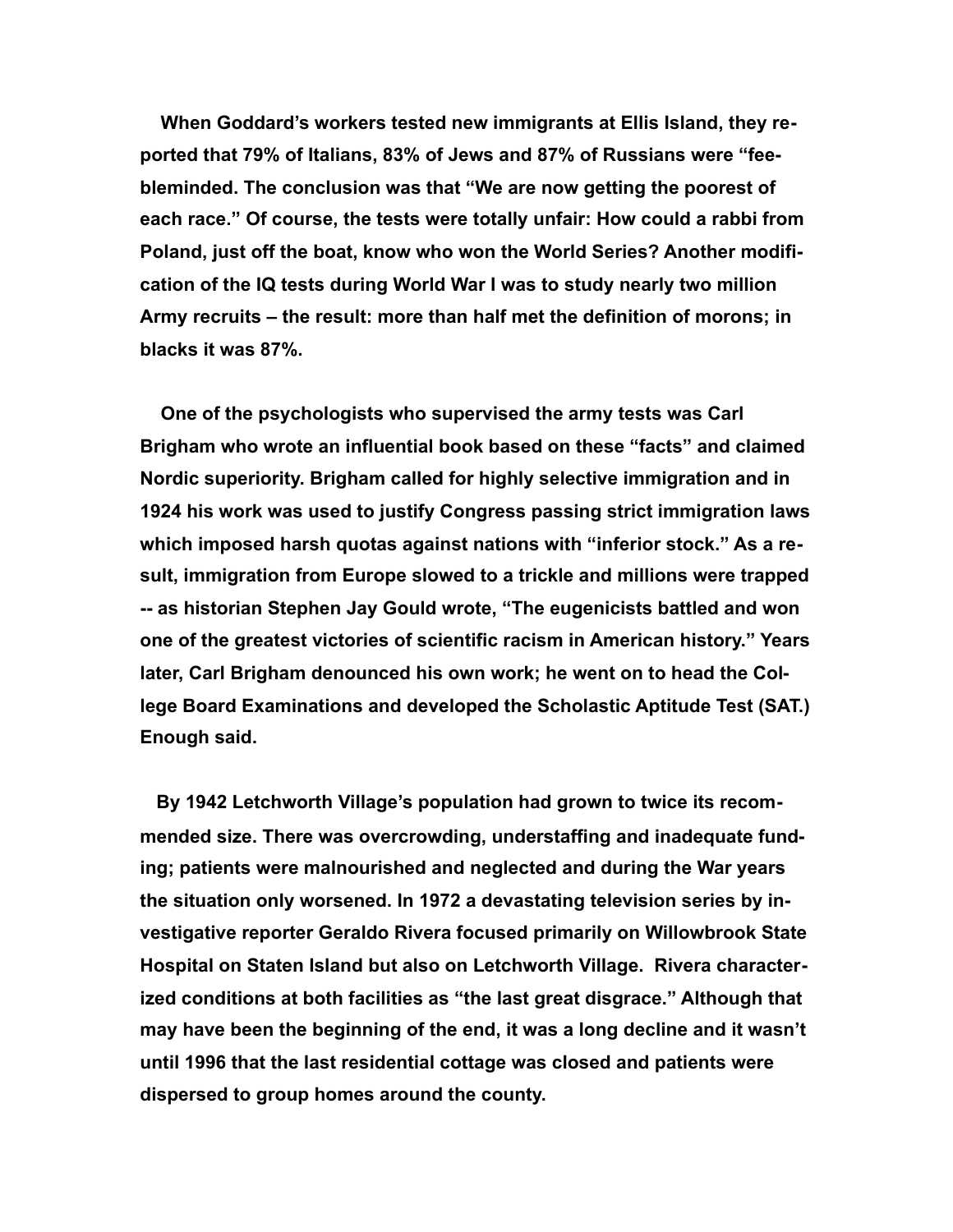When Goddard's workers tested new immigrants at Ellis Island, they reported that 79% of Italians, 83% of Jews and 87% of Russians were "feebleminded. The conclusion was that "We are now getting the poorest of each race." Of course, the tests were totally unfair: How could a rabbi from Poland, just off the boat, know who won the World Series? Another modification of the IQ tests during World War I was to study nearly two million Army recruits – the result: more than half met the definition of morons; in blacks it was 87%.

One of the psychologists who supervised the army tests was Carl Brigham who wrote an influential book based on these "facts" and claimed Nordic superiority. Brigham called for highly selective immigration and in 1924 his work was used to justify Congress passing strict immigration laws which imposed harsh quotas against nations with "inferior stock." As a result, immigration from Europe slowed to a trickle and millions were trapped -- as historian Stephen Jay Gould wrote, "The eugenicists battled and won one of the greatest victories of scientific racism in American history." Years later, Carl Brigham denounced his own work; he went on to head the College Board Examinations and developed the Scholastic Aptitude Test (SAT.) Enough said.

By 1942 Letchworth Village's population had grown to twice its recommended size. There was overcrowding, understaffing and inadequate funding; patients were malnourished and neglected and during the War years the situation only worsened. In 1972 a devastating television series by investigative reporter Geraldo Rivera focused primarily on Willowbrook State Hospital on Staten Island but also on Letchworth Village. Rivera characterized conditions at both facilities as "the last great disgrace." Although that may have been the beginning of the end, it was a long decline and it wasn't until 1996 that the last residential cottage was closed and patients were dispersed to group homes around the county.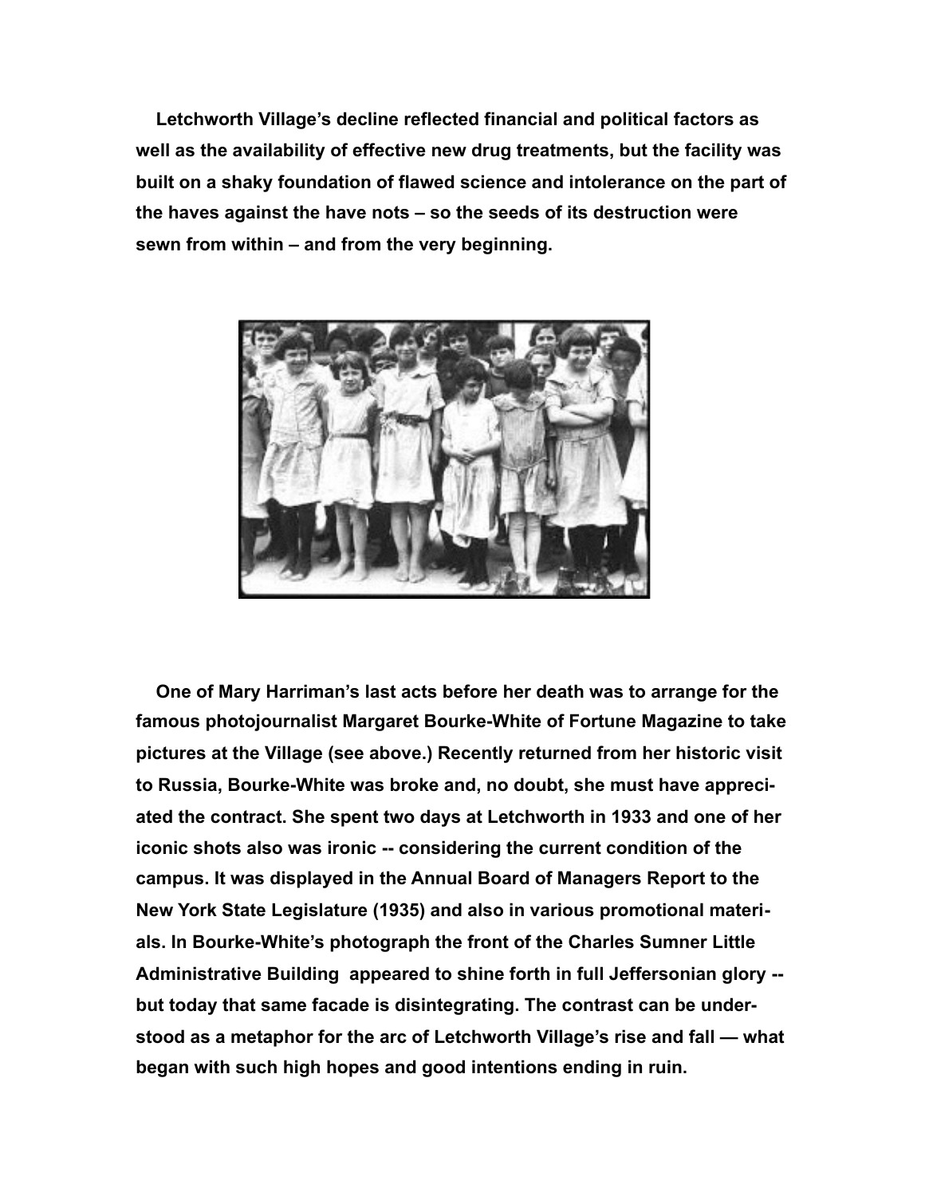**Letchworth Village's decline reflected financial and political factors as well as the availability of effective new drug treatments, but the facility was built on a shaky foundation of flawed science and intolerance on the part of the haves against the have nots – so the seeds of its destruction were sewn from within – and from the very beginning.**

**One of Mary Harriman's last acts before her death was to arrange for the famous photojournalist Margaret Bourke-White of Fortune Magazine to take pictures at the Village (see above.) Recently returned from her historic visit to Russia, Bourke-White was broke and, no doubt, she must have appreciated the contract. She spent two days at Letchworth in 1933 and one of her iconic shots also was ironic -- considering the current condition of the campus. It was displayed in the Annual Board of Managers Report to the New York State Legislature (1935) and also in various promotional materials. In Bourke-White's photograph the front of the Charles Sumner Little Administrative Building appeared to shine forth in full Jeffersonian glory -- but today that same facade is disintegrating. The contrast can be understood as a metaphor for the arc of Letchworth Village's rise and fall — what began with such high hopes and good intentions ending in ruin.**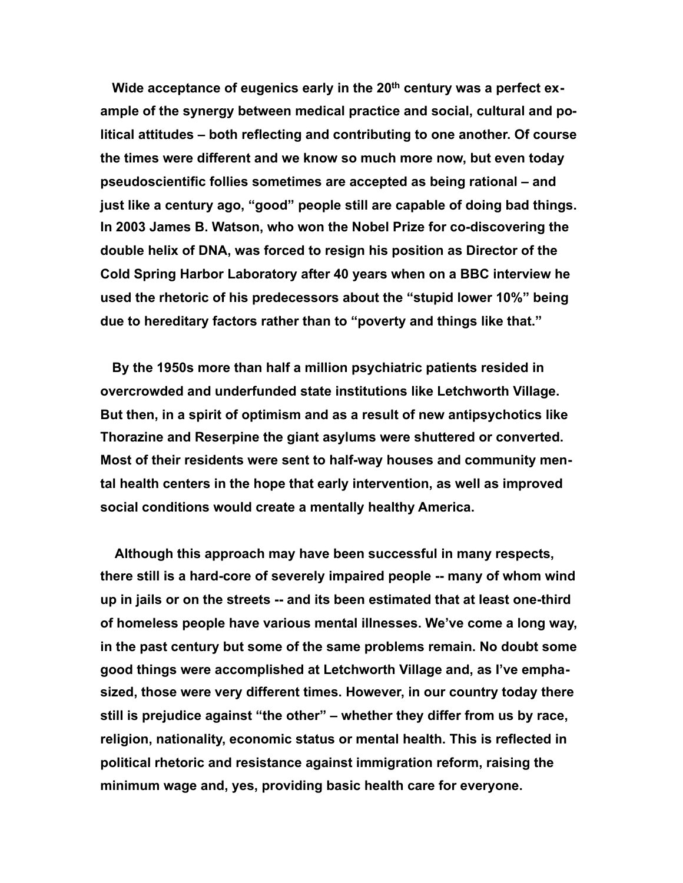Wide acceptance of eugenics early in the 20th century was a perfect example of the synergy between medical practice and social, cultural and political attitudes – both reflecting and contributing to one another. Of course the times were different and we know so much more now, but even today pseudoscientific follies sometimes are accepted as being rational – and just like a century ago, "good" people still are capable of doing bad things. In 2003 James B. Watson, who won the Nobel Prize for co-discovering the double helix of DNA, was forced to resign his position as Director of the Cold Spring Harbor Laboratory after 40 years when on a BBC interview he used the rhetoric of his predecessors about the "stupid lower 10%" being due to hereditary factors rather than to "poverty and things like that."

By the 1950s more than half a million psychiatric patients resided in overcrowded and underfunded state institutions like Letchworth Village. But then, in a spirit of optimism and as a result of new antipsychotics like Thorazine and Reserpine the giant asylums were shuttered or converted. Most of their residents were sent to half-way houses and community mental health centers in the hope that early intervention, as well as improved social conditions would create a mentally healthy America.

Although this approach may have been successful in many respects, there still is a hard-core of severely impaired people -- many of whom wind up in jails or on the streets -- and its been estimated that at least one-third of homeless people have various mental illnesses. We've come a long way, in the past century but some of the same problems remain. No doubt some good things were accomplished at Letchworth Village and, as I've emphasized, those were very different times. However, in our country today there still is prejudice against "the other" – whether they differ from us by race, religion, nationality, economic status or mental health. This is reflected in political rhetoric and resistance against immigration reform, raising the minimum wage and, yes, providing basic health care for everyone.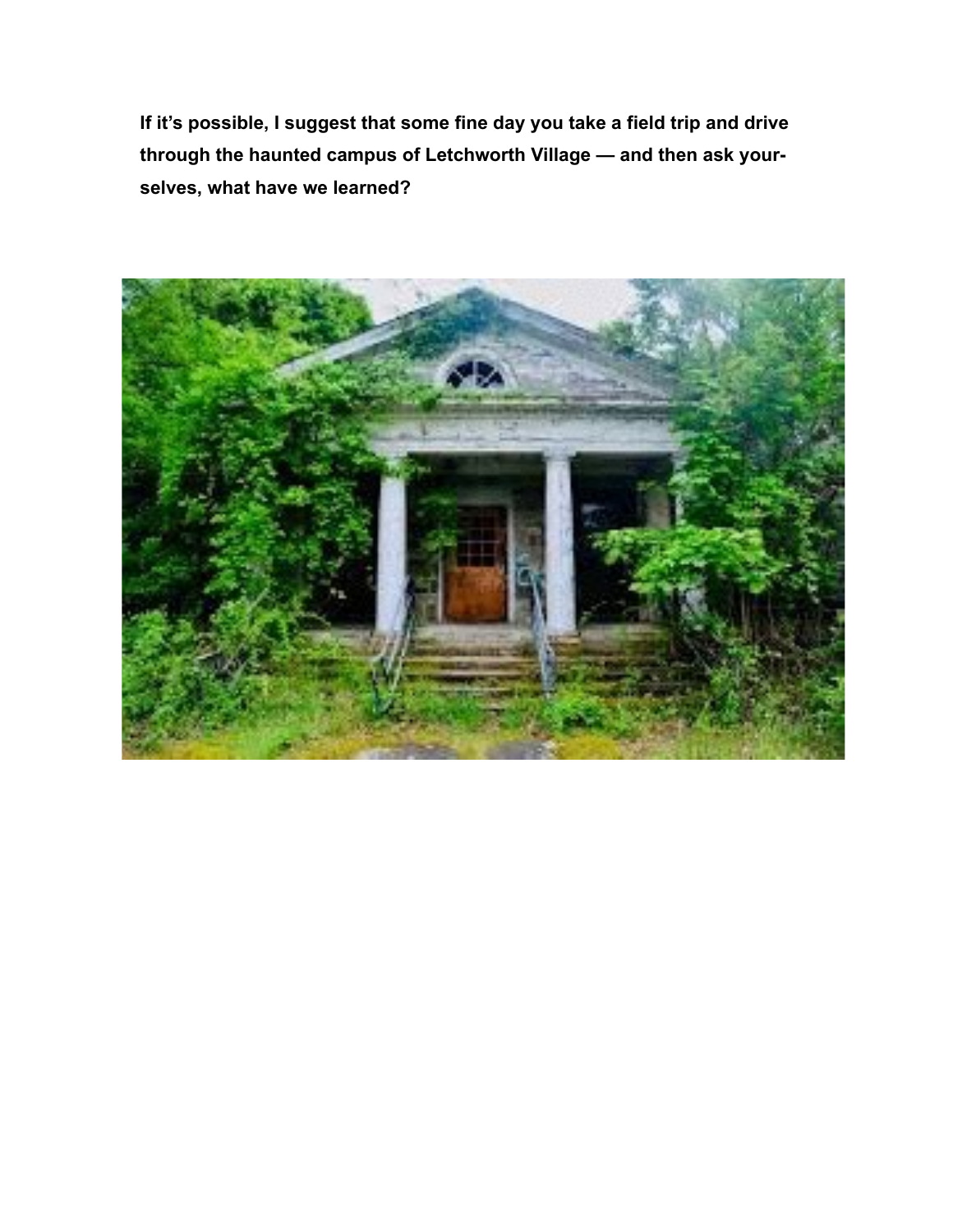**If it's possible, I suggest that some fine day you take a field trip and drive through the haunted campus of Letchworth Village — and then ask yourselves, what have we learned?**